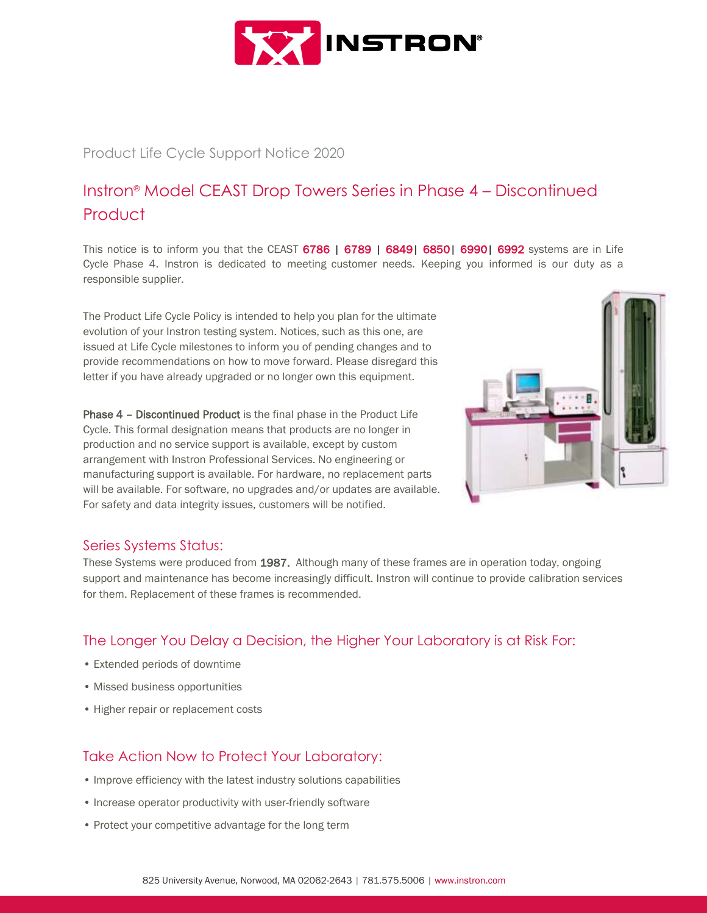Product Life Cycle Support Notice 2020

# Instron® Model CEAST Drop Towers Series in Phase 4 – Discontinued Product

This notice is to inform you that the CEAST 6786 | 6789 | 6849| 6850| 6990| 6992 systems are in Life Cycle Phase 4. Instron is dedicated to meeting customer needs. Keeping you informed is our duty as a responsible supplier.

The Product Life Cycle Policy is intended to help you plan for the ultimate evolution of your Instron testing system. Notices, such as this one, are issued at Life Cycle milestones to inform you of pending changes and to provide recommendations on how to move forward. Please disregard this letter if you have already upgraded or no longer own this equipment.

**Phase 4 – Discontinued Product** is the final phase in the Product Life Cycle. This formal designation means that products are no longer in production and no service support is available, except by custom arrangement with Instron Professional Services. No engineering or manufacturing support is available. For hardware, no replacement parts will be available. For software, no upgrades and/or updates are available. For safety and data integrity issues, customers will be notified.

## Series Systems Status:

These Systems were produced from **1987.** Although many of these frames are in operation today, ongoing support and maintenance has become increasingly difficult. Instron will continue to provide calibration services for them. Replacement of these frames is recommended.

## The Longer You Delay a Decision, the Higher Your Laboratory is at Risk For:

- Extended periods of downtime
- Missed business opportunities
- Higher repair or replacement costs

## Take Action Now to Protect Your Laboratory:

- Improve efficiency with the latest industry solutions capabilities
- Increase operator productivity with user-friendly software
- Protect your competitive advantage for the long term

825 University Avenue, Norwood, MA 02062-2643 | 781.575.5006 | www.instron.com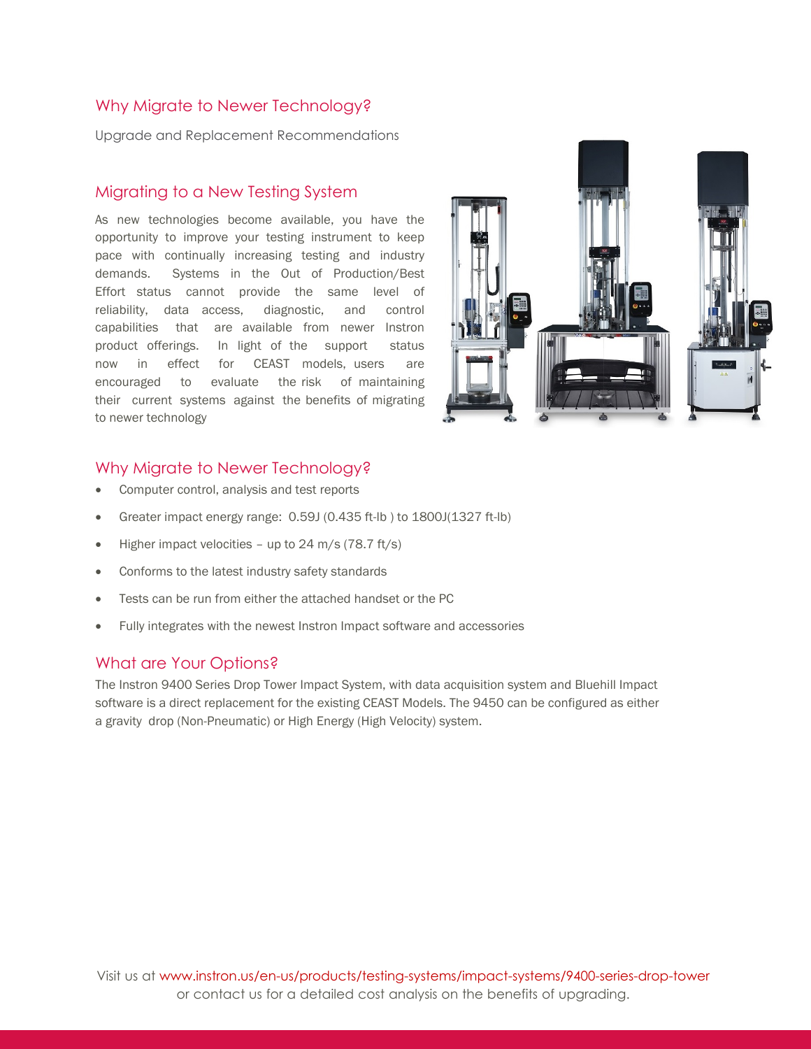## Why Migrate to Newer Technology?

Upgrade and Replacement Recommendations

### Migrating to a New Testing System

As new technologies become available, you have the opportunity to improve your testing instrument to keep pace with continually increasing testing and industry demands. Systems in the Out of Production/Best Effort status cannot provide the same level of reliability, data access, diagnostic, and control capabilities that are available from newer Instron product offerings. In light of the support status now in effect for CEAST models, users are encouraged to evaluate the risk of maintaining their current systems against the benefits of migrating to newer technology

### Why Migrate to Newer Technology?

- Computer control, analysis and test reports
- Greater impact energy range: 0.59J (0.435 ft-lb ) to 1800J(1327 ft-lb)
- Higher impact velocities – up to 24 m/s (78.7 ft/s)
- Conforms to the latest industry safety standards
- Tests can be run from either the attached handset or the PC
- Fully integrates with the newest Instron Impact software and accessories

### What are Your Options?

The Instron 9400 Series Drop Tower Impact System, with data acquisition system and Bluehill Impact software is a direct replacement for the existing CEAST Models. The 9450 can be configured as either a gravity drop (Non-Pneumatic) or High Energy (High Velocity) system.

Visit us at www.instron.us/en-us/products/testing-systems/impact-systems/9400-series-drop-tower or contact us for a detailed cost analysis on the benefits of upgrading.